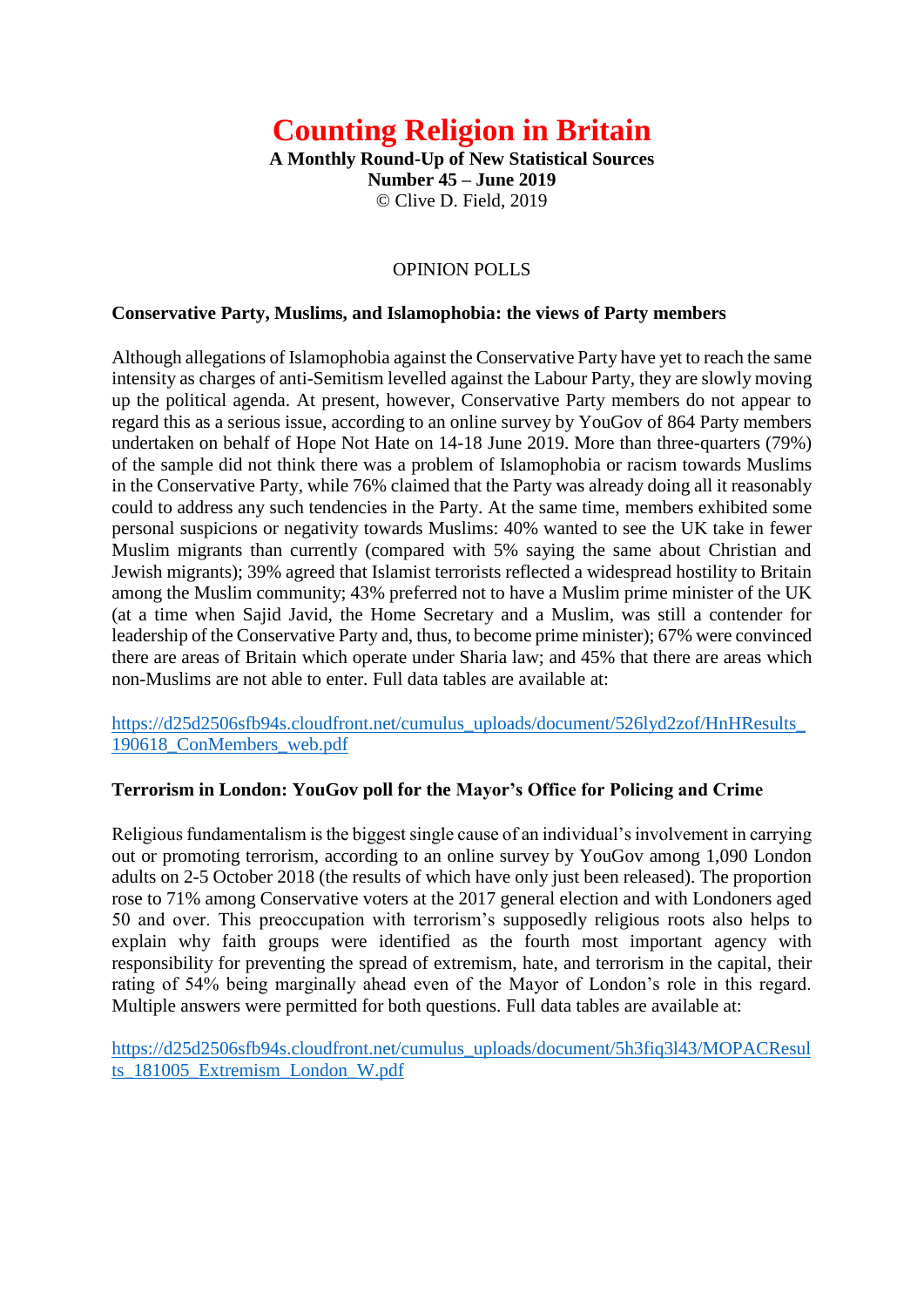# Counting Religion in Britain

**A Monthly Round-Up of New Statistical Sources**
**Number 45 – June 2019**
© Clive D. Field, 2019

## OPINION POLLS

### Conservative Party, Muslims, and Islamophobia: the views of Party members

Although allegations of Islamophobia against the Conservative Party have yet to reach the same intensity as charges of anti-Semitism levelled against the Labour Party, they are slowly moving up the political agenda. At present, however, Conservative Party members do not appear to regard this as a serious issue, according to an online survey by YouGov of 864 Party members undertaken on behalf of Hope Not Hate on 14-18 June 2019. More than three-quarters (79%) of the sample did not think there was a problem of Islamophobia or racism towards Muslims in the Conservative Party, while 76% claimed that the Party was already doing all it reasonably could to address any such tendencies in the Party. At the same time, members exhibited some personal suspicions or negativity towards Muslims: 40% wanted to see the UK take in fewer Muslim migrants than currently (compared with 5% saying the same about Christian and Jewish migrants); 39% agreed that Islamist terrorists reflected a widespread hostility to Britain among the Muslim community; 43% preferred not to have a Muslim prime minister of the UK (at a time when Sajid Javid, the Home Secretary and a Muslim, was still a contender for leadership of the Conservative Party and, thus, to become prime minister); 67% were convinced there are areas of Britain which operate under Sharia law; and 45% that there are areas which non-Muslims are not able to enter. Full data tables are available at:

https://d25d2506sfb94s.cloudfront.net/cumulus_uploads/document/526lyd2zof/HnHResults_190618_ConMembers_web.pdf

### Terrorism in London: YouGov poll for the Mayor's Office for Policing and Crime

Religious fundamentalism is the biggest single cause of an individual's involvement in carrying out or promoting terrorism, according to an online survey by YouGov among 1,090 London adults on 2-5 October 2018 (the results of which have only just been released). The proportion rose to 71% among Conservative voters at the 2017 general election and with Londoners aged 50 and over. This preoccupation with terrorism's supposedly religious roots also helps to explain why faith groups were identified as the fourth most important agency with responsibility for preventing the spread of extremism, hate, and terrorism in the capital, their rating of 54% being marginally ahead even of the Mayor of London's role in this regard. Multiple answers were permitted for both questions. Full data tables are available at:

https://d25d2506sfb94s.cloudfront.net/cumulus_uploads/document/5h3fiq3l43/MOPACResults_181005_Extremism_London_W.pdf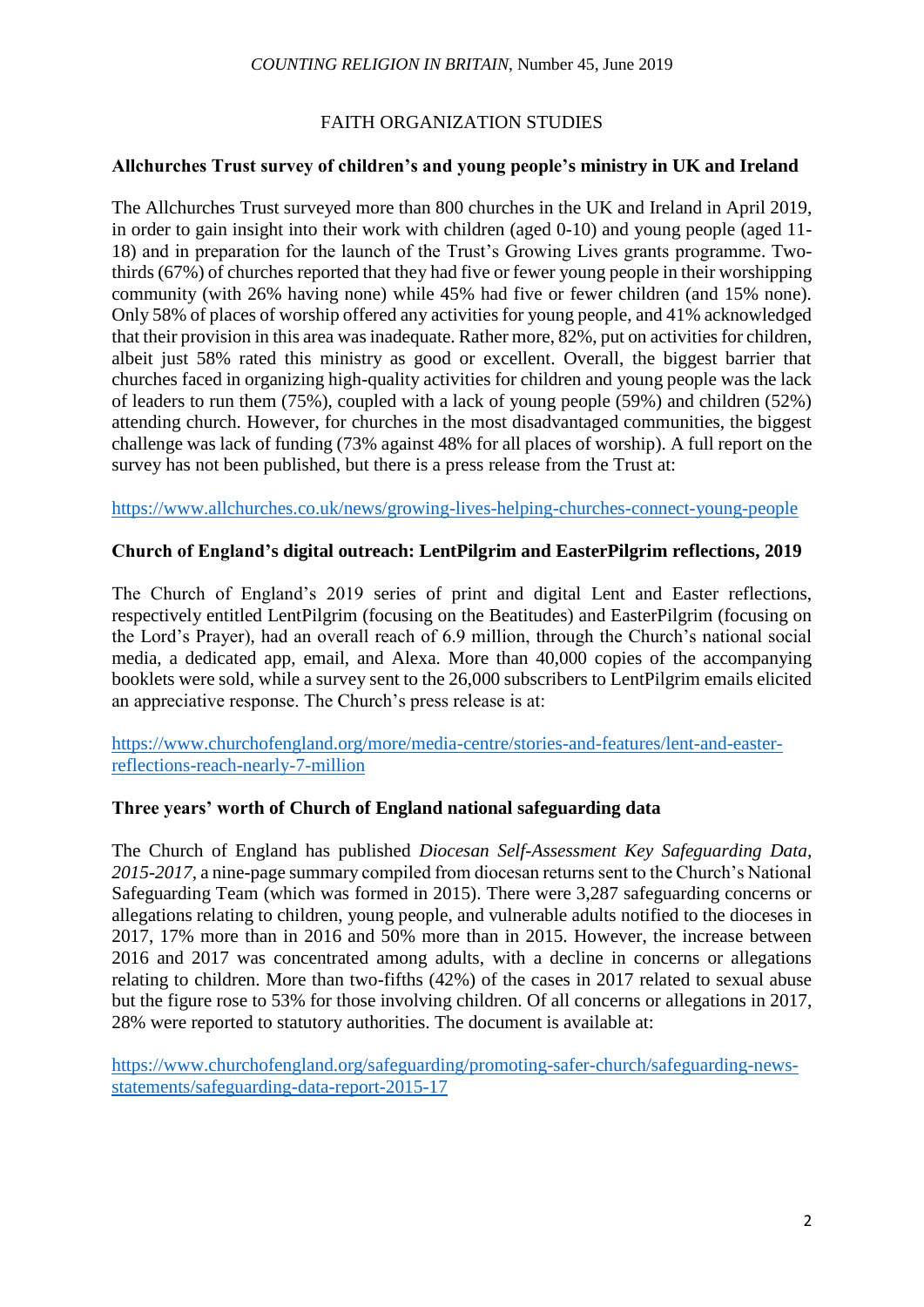## FAITH ORGANIZATION STUDIES

### Allchurches Trust survey of children's and young people's ministry in UK and Ireland

The Allchurches Trust surveyed more than 800 churches in the UK and Ireland in April 2019, in order to gain insight into their work with children (aged 0-10) and young people (aged 11-18) and in preparation for the launch of the Trust's Growing Lives grants programme. Two-thirds (67%) of churches reported that they had five or fewer young people in their worshipping community (with 26% having none) while 45% had five or fewer children (and 15% none). Only 58% of places of worship offered any activities for young people, and 41% acknowledged that their provision in this area was inadequate. Rather more, 82%, put on activities for children, albeit just 58% rated this ministry as good or excellent. Overall, the biggest barrier that churches faced in organizing high-quality activities for children and young people was the lack of leaders to run them (75%), coupled with a lack of young people (59%) and children (52%) attending church. However, for churches in the most disadvantaged communities, the biggest challenge was lack of funding (73% against 48% for all places of worship). A full report on the survey has not been published, but there is a press release from the Trust at:

https://www.allchurches.co.uk/news/growing-lives-helping-churches-connect-young-people

### Church of England's digital outreach: LentPilgrim and EasterPilgrim reflections, 2019

The Church of England's 2019 series of print and digital Lent and Easter reflections, respectively entitled LentPilgrim (focusing on the Beatitudes) and EasterPilgrim (focusing on the Lord's Prayer), had an overall reach of 6.9 million, through the Church's national social media, a dedicated app, email, and Alexa. More than 40,000 copies of the accompanying booklets were sold, while a survey sent to the 26,000 subscribers to LentPilgrim emails elicited an appreciative response. The Church's press release is at:

https://www.churchofengland.org/more/media-centre/stories-and-features/lent-and-easter-reflections-reach-nearly-7-million

### Three years' worth of Church of England national safeguarding data

The Church of England has published *Diocesan Self-Assessment Key Safeguarding Data, 2015-2017*, a nine-page summary compiled from diocesan returns sent to the Church's National Safeguarding Team (which was formed in 2015). There were 3,287 safeguarding concerns or allegations relating to children, young people, and vulnerable adults notified to the dioceses in 2017, 17% more than in 2016 and 50% more than in 2015. However, the increase between 2016 and 2017 was concentrated among adults, with a decline in concerns or allegations relating to children. More than two-fifths (42%) of the cases in 2017 related to sexual abuse but the figure rose to 53% for those involving children. Of all concerns or allegations in 2017, 28% were reported to statutory authorities. The document is available at:

https://www.churchofengland.org/safeguarding/promoting-safer-church/safeguarding-news-statements/safeguarding-data-report-2015-17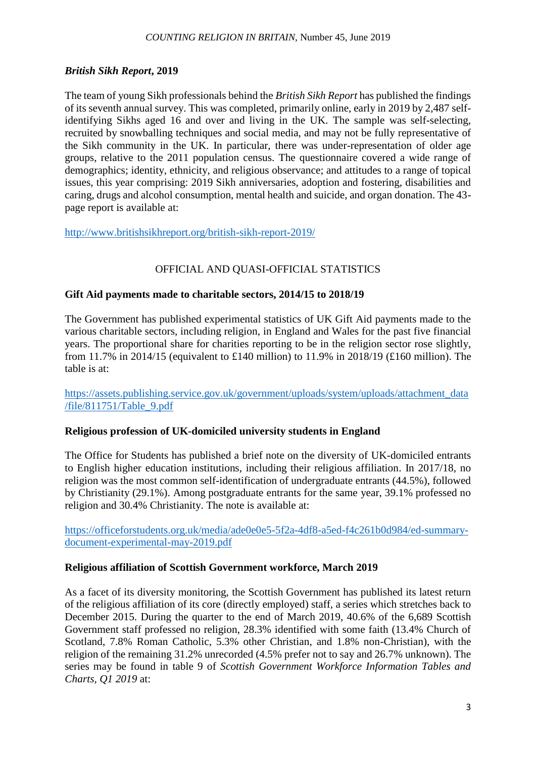### *British Sikh Report*, 2019

The team of young Sikh professionals behind the *British Sikh Report* has published the findings of its seventh annual survey. This was completed, primarily online, early in 2019 by 2,487 self-identifying Sikhs aged 16 and over and living in the UK. The sample was self-selecting, recruited by snowballing techniques and social media, and may not be fully representative of the Sikh community in the UK. In particular, there was under-representation of older age groups, relative to the 2011 population census. The questionnaire covered a wide range of demographics; identity, ethnicity, and religious observance; and attitudes to a range of topical issues, this year comprising: 2019 Sikh anniversaries, adoption and fostering, disabilities and caring, drugs and alcohol consumption, mental health and suicide, and organ donation. The 43-page report is available at:

http://www.britishsikhreport.org/british-sikh-report-2019/

## OFFICIAL AND QUASI-OFFICIAL STATISTICS

### Gift Aid payments made to charitable sectors, 2014/15 to 2018/19

The Government has published experimental statistics of UK Gift Aid payments made to the various charitable sectors, including religion, in England and Wales for the past five financial years. The proportional share for charities reporting to be in the religion sector rose slightly, from 11.7% in 2014/15 (equivalent to £140 million) to 11.9% in 2018/19 (£160 million). The table is at:

https://assets.publishing.service.gov.uk/government/uploads/system/uploads/attachment_data/file/811751/Table_9.pdf

### Religious profession of UK-domiciled university students in England

The Office for Students has published a brief note on the diversity of UK-domiciled entrants to English higher education institutions, including their religious affiliation. In 2017/18, no religion was the most common self-identification of undergraduate entrants (44.5%), followed by Christianity (29.1%). Among postgraduate entrants for the same year, 39.1% professed no religion and 30.4% Christianity. The note is available at:

https://officeforstudents.org.uk/media/ade0e0e5-5f2a-4df8-a5ed-f4c261b0d984/ed-summary-document-experimental-may-2019.pdf

### Religious affiliation of Scottish Government workforce, March 2019

As a facet of its diversity monitoring, the Scottish Government has published its latest return of the religious affiliation of its core (directly employed) staff, a series which stretches back to December 2015. During the quarter to the end of March 2019, 40.6% of the 6,689 Scottish Government staff professed no religion, 28.3% identified with some faith (13.4% Church of Scotland, 7.8% Roman Catholic, 5.3% other Christian, and 1.8% non-Christian), with the religion of the remaining 31.2% unrecorded (4.5% prefer not to say and 26.7% unknown). The series may be found in table 9 of *Scottish Government Workforce Information Tables and Charts, Q1 2019* at: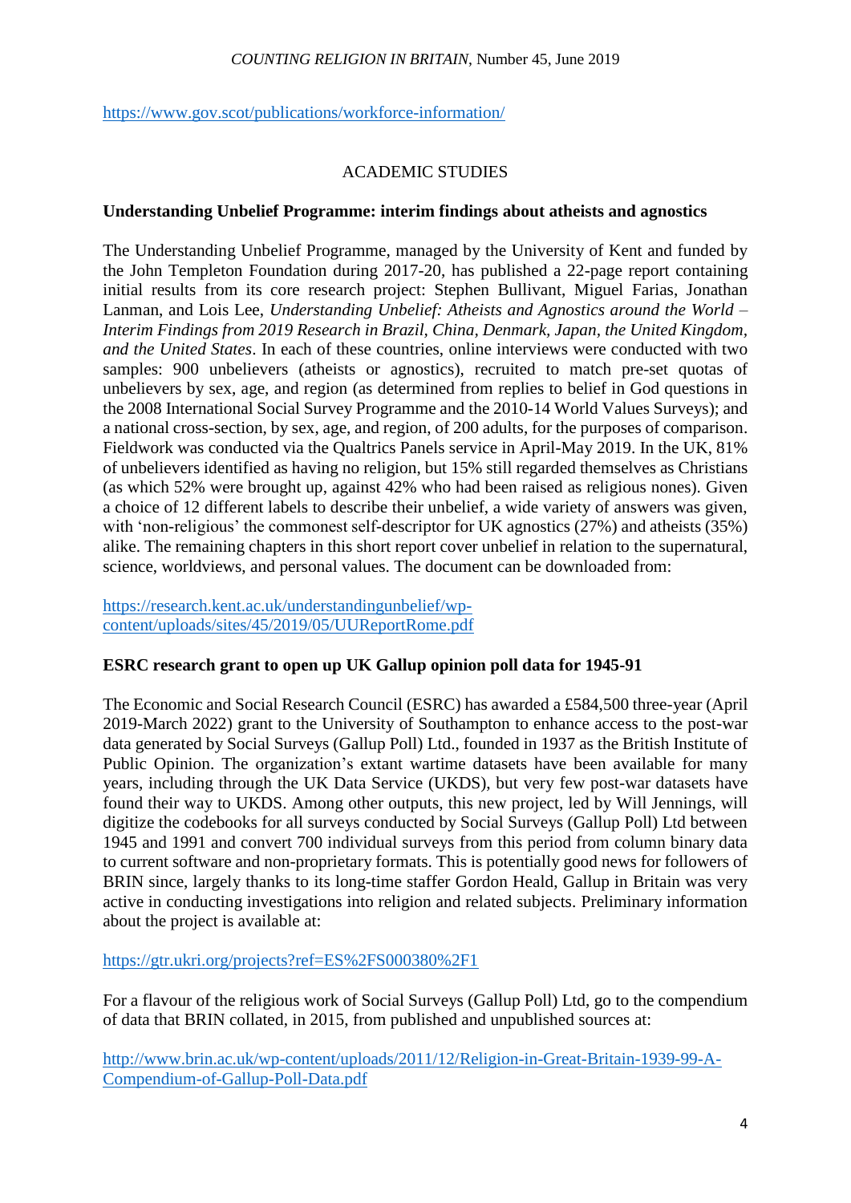https://www.gov.scot/publications/workforce-information/

## ACADEMIC STUDIES

### Understanding Unbelief Programme: interim findings about atheists and agnostics

The Understanding Unbelief Programme, managed by the University of Kent and funded by the John Templeton Foundation during 2017-20, has published a 22-page report containing initial results from its core research project: Stephen Bullivant, Miguel Farias, Jonathan Lanman, and Lois Lee, *Understanding Unbelief: Atheists and Agnostics around the World – Interim Findings from 2019 Research in Brazil, China, Denmark, Japan, the United Kingdom, and the United States*. In each of these countries, online interviews were conducted with two samples: 900 unbelievers (atheists or agnostics), recruited to match pre-set quotas of unbelievers by sex, age, and region (as determined from replies to belief in God questions in the 2008 International Social Survey Programme and the 2010-14 World Values Surveys); and a national cross-section, by sex, age, and region, of 200 adults, for the purposes of comparison. Fieldwork was conducted via the Qualtrics Panels service in April-May 2019. In the UK, 81% of unbelievers identified as having no religion, but 15% still regarded themselves as Christians (as which 52% were brought up, against 42% who had been raised as religious nones). Given a choice of 12 different labels to describe their unbelief, a wide variety of answers was given, with 'non-religious' the commonest self-descriptor for UK agnostics (27%) and atheists (35%) alike. The remaining chapters in this short report cover unbelief in relation to the supernatural, science, worldviews, and personal values. The document can be downloaded from:

https://research.kent.ac.uk/understandingunbelief/wp-content/uploads/sites/45/2019/05/UUReportRome.pdf

### ESRC research grant to open up UK Gallup opinion poll data for 1945-91

The Economic and Social Research Council (ESRC) has awarded a £584,500 three-year (April 2019-March 2022) grant to the University of Southampton to enhance access to the post-war data generated by Social Surveys (Gallup Poll) Ltd., founded in 1937 as the British Institute of Public Opinion. The organization's extant wartime datasets have been available for many years, including through the UK Data Service (UKDS), but very few post-war datasets have found their way to UKDS. Among other outputs, this new project, led by Will Jennings, will digitize the codebooks for all surveys conducted by Social Surveys (Gallup Poll) Ltd between 1945 and 1991 and convert 700 individual surveys from this period from column binary data to current software and non-proprietary formats. This is potentially good news for followers of BRIN since, largely thanks to its long-time staffer Gordon Heald, Gallup in Britain was very active in conducting investigations into religion and related subjects. Preliminary information about the project is available at:

https://gtr.ukri.org/projects?ref=ES%2FS000380%2F1

For a flavour of the religious work of Social Surveys (Gallup Poll) Ltd, go to the compendium of data that BRIN collated, in 2015, from published and unpublished sources at:

http://www.brin.ac.uk/wp-content/uploads/2011/12/Religion-in-Great-Britain-1939-99-A-Compendium-of-Gallup-Poll-Data.pdf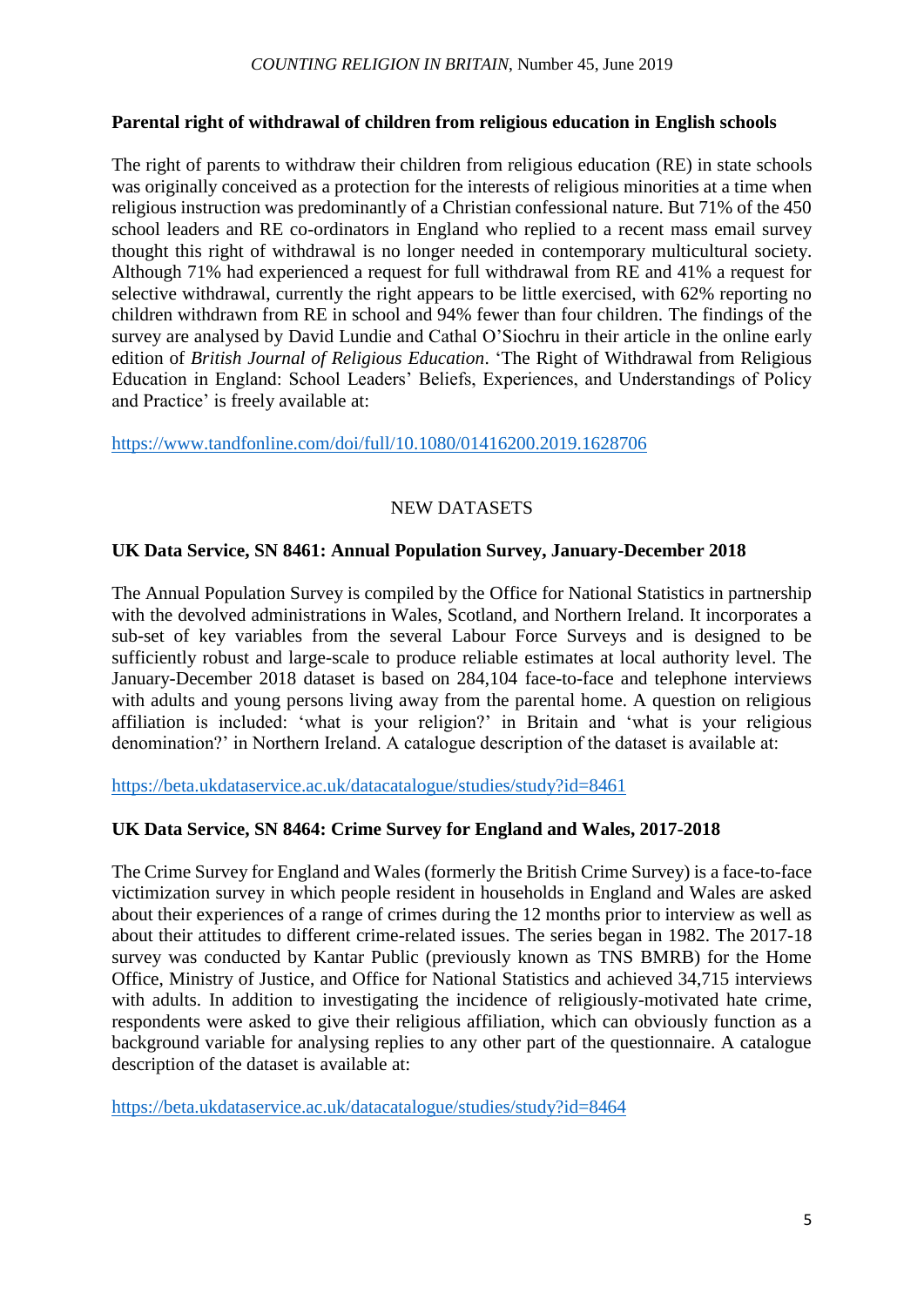**Parental right of withdrawal of children from religious education in English schools**

The right of parents to withdraw their children from religious education (RE) in state schools was originally conceived as a protection for the interests of religious minorities at a time when religious instruction was predominantly of a Christian confessional nature. But 71% of the 450 school leaders and RE co-ordinators in England who replied to a recent mass email survey thought this right of withdrawal is no longer needed in contemporary multicultural society. Although 71% had experienced a request for full withdrawal from RE and 41% a request for selective withdrawal, currently the right appears to be little exercised, with 62% reporting no children withdrawn from RE in school and 94% fewer than four children. The findings of the survey are analysed by David Lundie and Cathal O'Siochru in their article in the online early edition of *British Journal of Religious Education*. 'The Right of Withdrawal from Religious Education in England: School Leaders' Beliefs, Experiences, and Understandings of Policy and Practice' is freely available at:

https://www.tandfonline.com/doi/full/10.1080/01416200.2019.1628706

## NEW DATASETS

**UK Data Service, SN 8461: Annual Population Survey, January-December 2018**

The Annual Population Survey is compiled by the Office for National Statistics in partnership with the devolved administrations in Wales, Scotland, and Northern Ireland. It incorporates a sub-set of key variables from the several Labour Force Surveys and is designed to be sufficiently robust and large-scale to produce reliable estimates at local authority level. The January-December 2018 dataset is based on 284,104 face-to-face and telephone interviews with adults and young persons living away from the parental home. A question on religious affiliation is included: 'what is your religion?' in Britain and 'what is your religious denomination?' in Northern Ireland. A catalogue description of the dataset is available at:

https://beta.ukdataservice.ac.uk/datacatalogue/studies/study?id=8461

**UK Data Service, SN 8464: Crime Survey for England and Wales, 2017-2018**

The Crime Survey for England and Wales (formerly the British Crime Survey) is a face-to-face victimization survey in which people resident in households in England and Wales are asked about their experiences of a range of crimes during the 12 months prior to interview as well as about their attitudes to different crime-related issues. The series began in 1982. The 2017-18 survey was conducted by Kantar Public (previously known as TNS BMRB) for the Home Office, Ministry of Justice, and Office for National Statistics and achieved 34,715 interviews with adults. In addition to investigating the incidence of religiously-motivated hate crime, respondents were asked to give their religious affiliation, which can obviously function as a background variable for analysing replies to any other part of the questionnaire. A catalogue description of the dataset is available at:

https://beta.ukdataservice.ac.uk/datacatalogue/studies/study?id=8464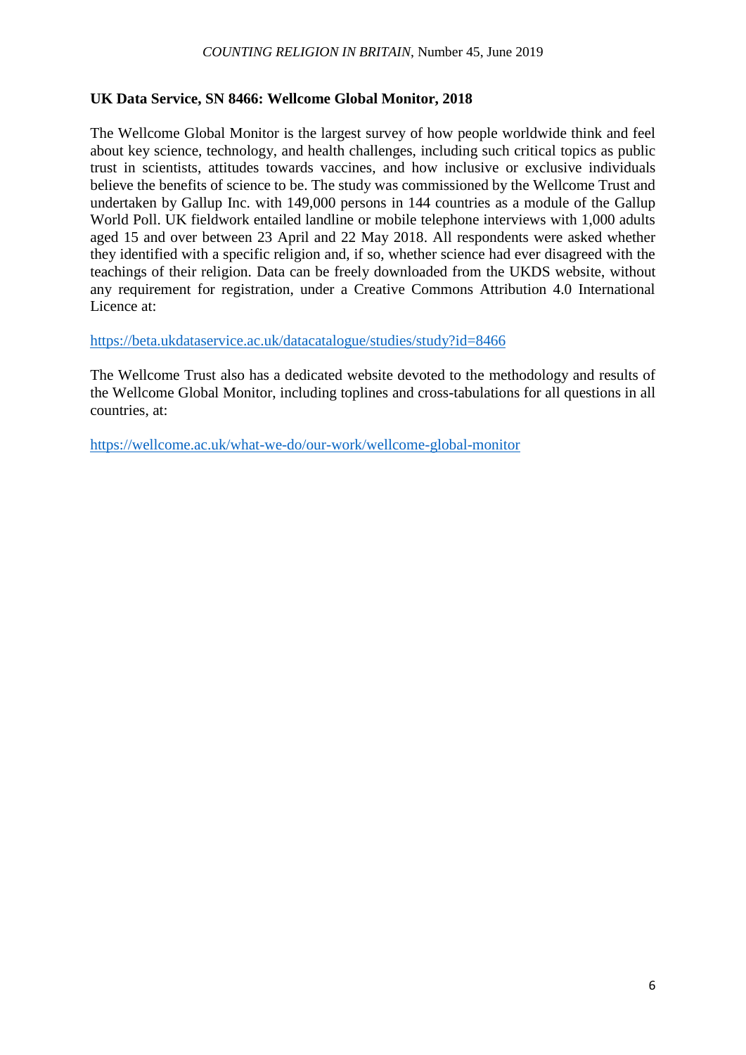**UK Data Service, SN 8466: Wellcome Global Monitor, 2018**

The Wellcome Global Monitor is the largest survey of how people worldwide think and feel about key science, technology, and health challenges, including such critical topics as public trust in scientists, attitudes towards vaccines, and how inclusive or exclusive individuals believe the benefits of science to be. The study was commissioned by the Wellcome Trust and undertaken by Gallup Inc. with 149,000 persons in 144 countries as a module of the Gallup World Poll. UK fieldwork entailed landline or mobile telephone interviews with 1,000 adults aged 15 and over between 23 April and 22 May 2018. All respondents were asked whether they identified with a specific religion and, if so, whether science had ever disagreed with the teachings of their religion. Data can be freely downloaded from the UKDS website, without any requirement for registration, under a Creative Commons Attribution 4.0 International Licence at:

https://beta.ukdataservice.ac.uk/datacatalogue/studies/study?id=8466

The Wellcome Trust also has a dedicated website devoted to the methodology and results of the Wellcome Global Monitor, including toplines and cross-tabulations for all questions in all countries, at:

https://wellcome.ac.uk/what-we-do/our-work/wellcome-global-monitor